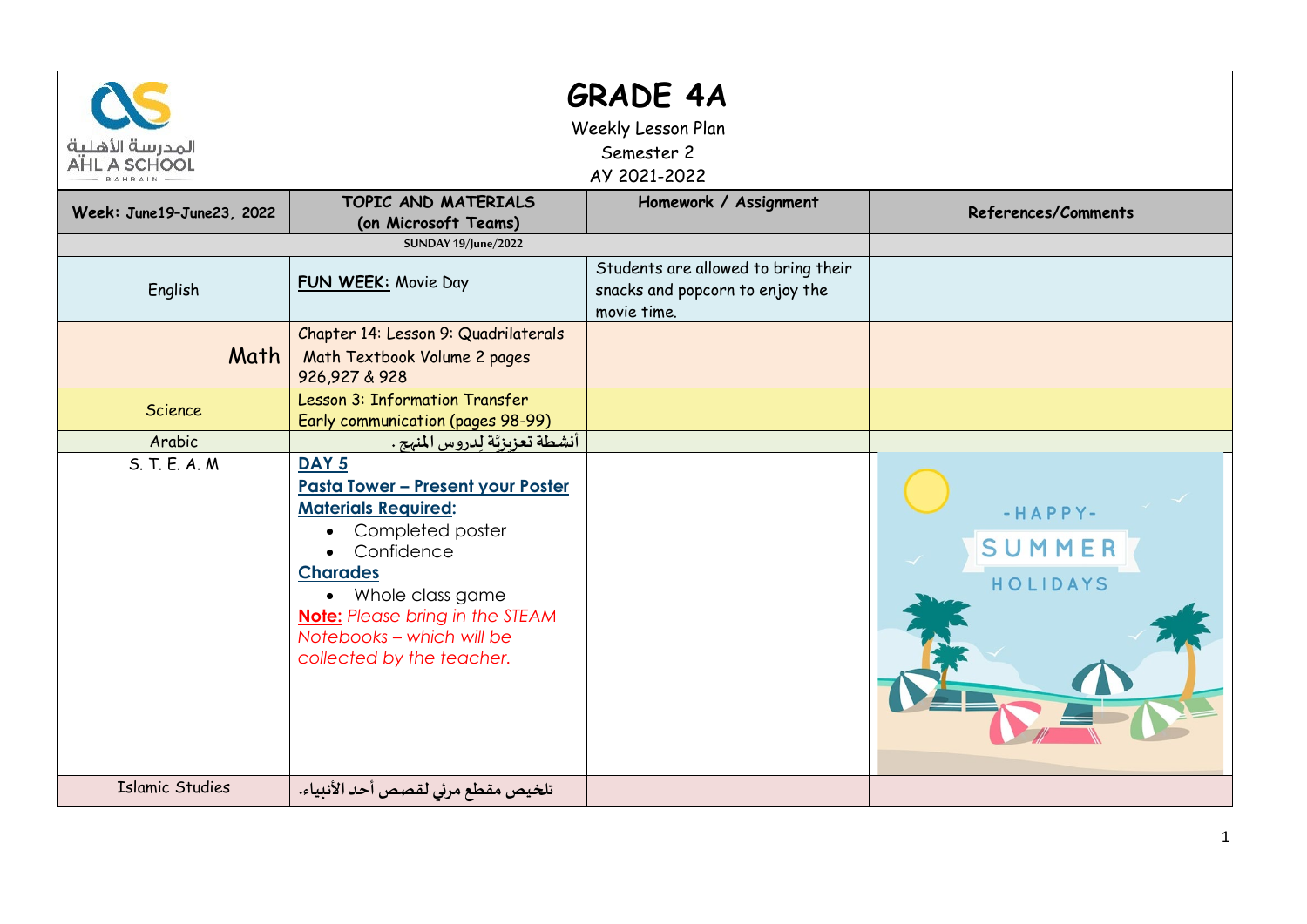# GRADE 4A

Weekly Lesson Plan
Semester 2
AY 2021-2022

| Week: June19–June23, 2022 | TOPIC AND MATERIALS (on Microsoft Teams) | Homework / Assignment | References/Comments |
|---|---|---|---|
| SUNDAY 19/June/2022 | | | |
| English | **FUN WEEK:** Movie Day | Students are allowed to bring their snacks and popcorn to enjoy the movie time. | |
| Math | Chapter 14: Lesson 9: Quadrilaterals Math Textbook Volume 2 pages 926,927 & 928 | | |
| Science | Lesson 3: Information Transfer Early communication (pages 98-99) | | |
| Arabic | أنشطة تعزيزيّة لِدروس المنهج . | | |
| S. T. E. A. M | **DAY 5** **Pasta Tower – Present your Poster** **Materials Required:** • Completed poster • Confidence **Charades** • Whole class game **Note:** *Please bring in the STEAM Notebooks – which will be collected by the teacher.* | | -HAPPY- SUMMER HOLIDAYS |
| Islamic Studies | تلخيص مقطع مرئي لقصص أحد الأنبياء. | | |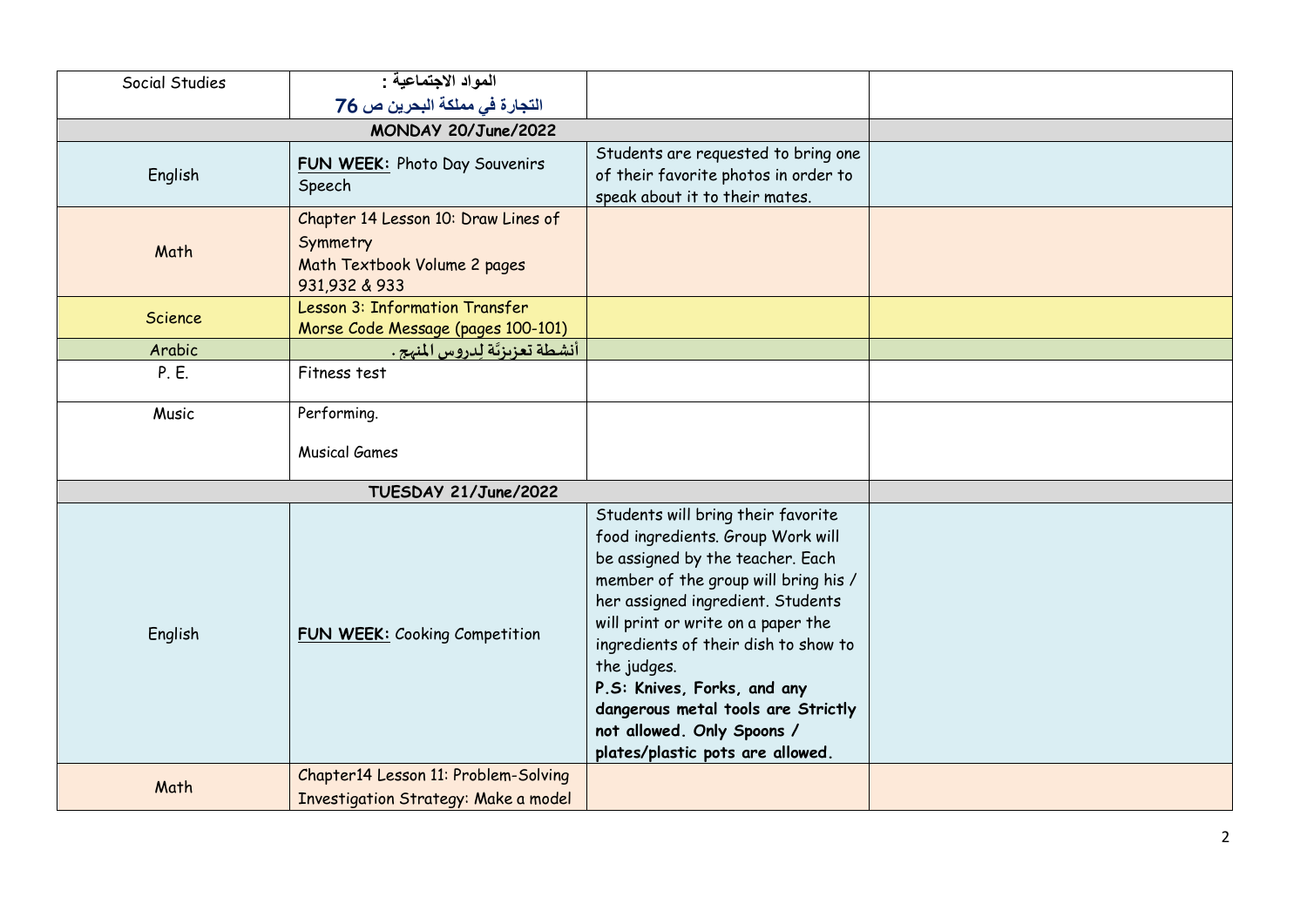| Social Studies | المواد الاجتماعية : التجارة في مملكة البحرين ص 76 | | |
|---|---|---|---|
| **MONDAY 20/June/2022** | | | |
| English | **FUN WEEK:** Photo Day Souvenirs Speech | Students are requested to bring one of their favorite photos in order to speak about it to their mates. | |
| Math | Chapter 14 Lesson 10: Draw Lines of Symmetry<br>Math Textbook Volume 2 pages 931,932 & 933 | | |
| Science | Lesson 3: Information Transfer<br>Morse Code Message (pages 100-101) | | |
| Arabic | أنشطة تعزيزيّة لِدروس المنهج . | | |
| P. E. | Fitness test | | |
| Music | Performing.<br><br>Musical Games | | |
| **TUESDAY 21/June/2022** | | | |
| English | **FUN WEEK:** Cooking Competition | Students will bring their favorite food ingredients. Group Work will be assigned by the teacher. Each member of the group will bring his / her assigned ingredient. Students will print or write on a paper the ingredients of their dish to show to the judges.<br>**P.S: Knives, Forks, and any dangerous metal tools are Strictly not allowed. Only Spoons / plates/plastic pots are allowed.** | |
| Math | Chapter14 Lesson 11: Problem-Solving Investigation Strategy: Make a model | | |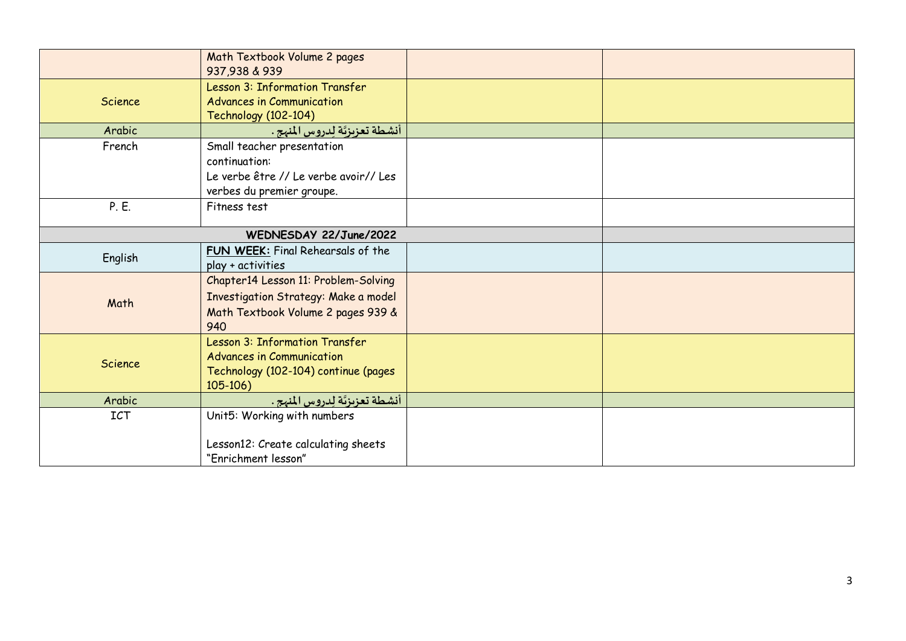| | | | |
|---|---|---|---|
| | Math Textbook Volume 2 pages 937,938 & 939 | | |
| Science | Lesson 3: Information Transfer Advances in Communication Technology (102-104) | | |
| Arabic | أنشطة تعزيزيّة لِدروس المنهج . | | |
| French | Small teacher presentation continuation: Le verbe être // Le verbe avoir// Les verbes du premier groupe. | | |
| P. E. | Fitness test | | |
| **WEDNESDAY 22/June/2022** | | | |
| English | **FUN WEEK:** Final Rehearsals of the play + activities | | |
| Math | Chapter14 Lesson 11: Problem-Solving Investigation Strategy: Make a model Math Textbook Volume 2 pages 939 & 940 | | |
| Science | Lesson 3: Information Transfer Advances in Communication Technology (102-104) continue (pages 105-106) | | |
| Arabic | أنشطة تعزيزيّة لِدروس المنهج . | | |
| ICT | Unit5: Working with numbers<br><br>Lesson12: Create calculating sheets "Enrichment lesson" | | |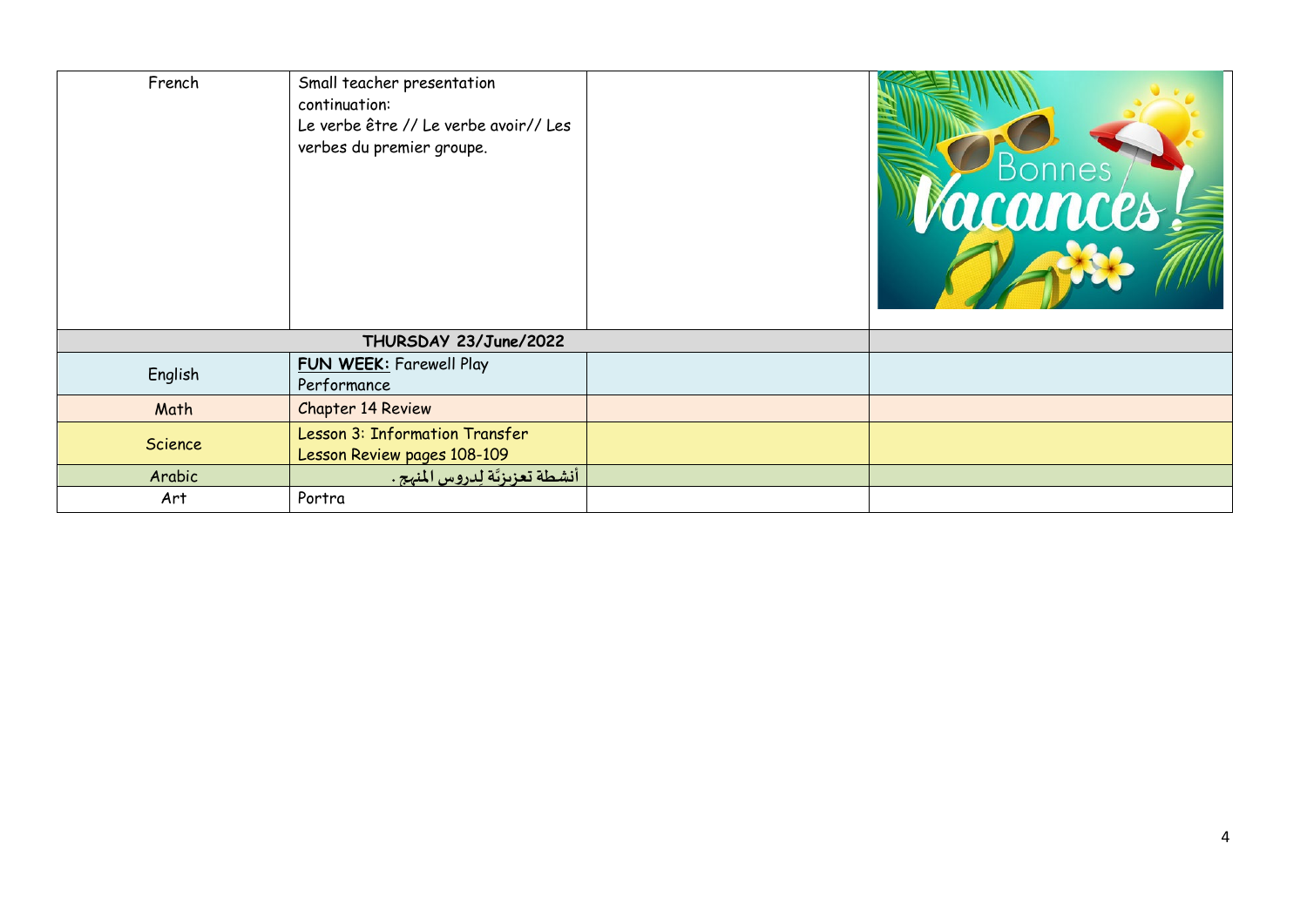| | | | |
|---|---|---|---|
| French | Small teacher presentation continuation:<br>Le verbe être // Le verbe avoir// Les verbes du premier groupe. | | Bonnes Vacances! |
| **THURSDAY 23/June/2022** | | | |
| English | **FUN WEEK:** Farewell Play Performance | | |
| Math | Chapter 14 Review | | |
| Science | Lesson 3: Information Transfer<br>Lesson Review pages 108-109 | | |
| Arabic | أنشطة تعزيزيّة لِدروس المنهج. | | |
| Art | Portra | | |